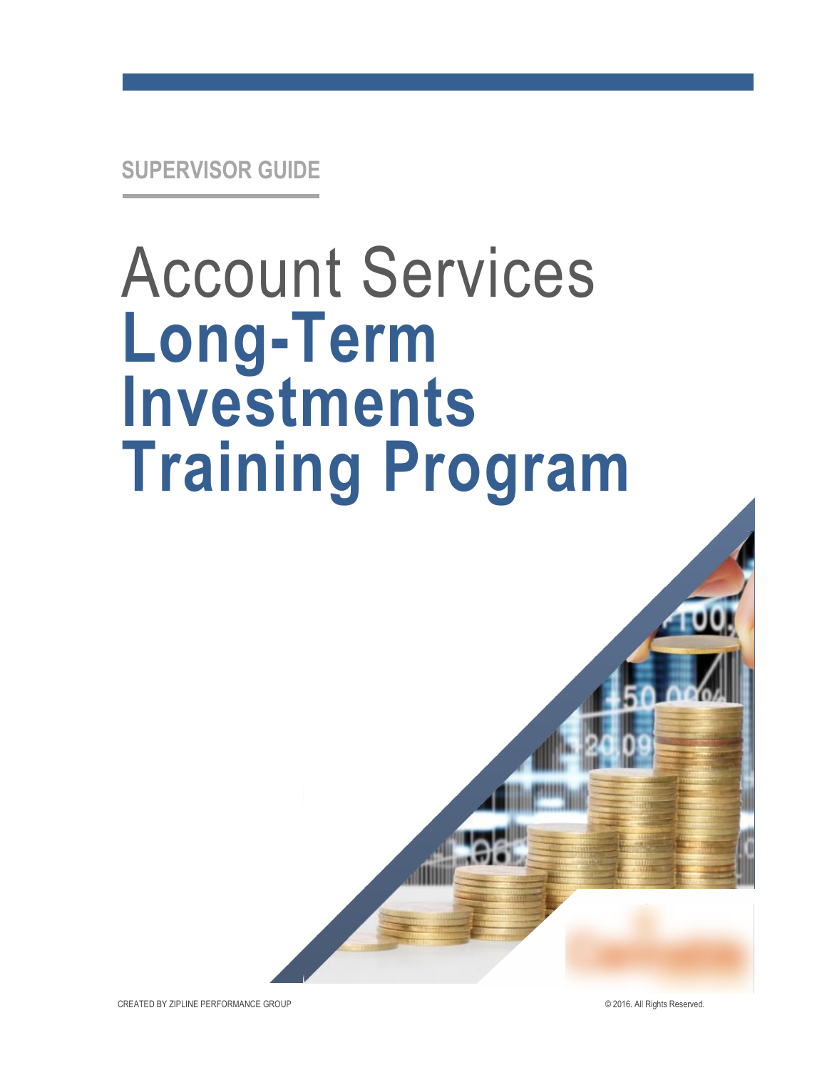SUPERVISOR GUIDE

# Account Services
# **Long-Term Investments Training Program**

CREATED BY ZIPLINE PERFORMANCE GROUP

© 2016. All Rights Reserved.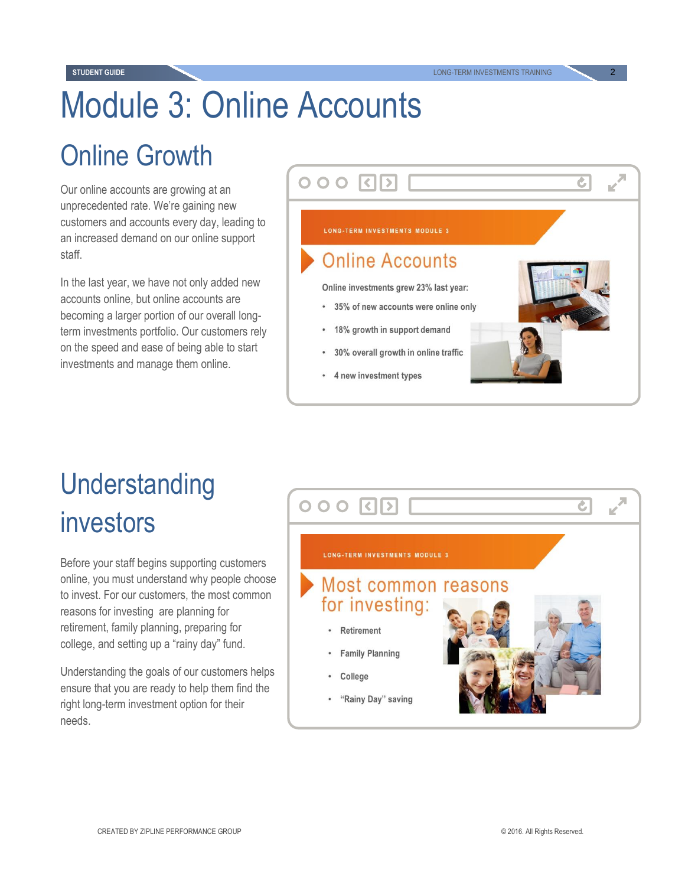# Module 3: Online Accounts

## Online Growth

Our online accounts are growing at an unprecedented rate. We're gaining new customers and accounts every day, leading to an increased demand on our online support staff.

In the last year, we have not only added new accounts online, but online accounts are becoming a larger portion of our overall long-term investments portfolio. Our customers rely on the speed and ease of being able to start investments and manage them online.

LONG-TERM INVESTMENTS MODULE 3

**Online Accounts**

Online investments grew 23% last year:

- 35% of new accounts were online only
- 18% growth in support demand
- 30% overall growth in online traffic
- 4 new investment types

## Understanding investors

Before your staff begins supporting customers online, you must understand why people choose to invest. For our customers, the most common reasons for investing are planning for retirement, family planning, preparing for college, and setting up a "rainy day" fund.

Understanding the goals of our customers helps ensure that you are ready to help them find the right long-term investment option for their needs.

LONG-TERM INVESTMENTS MODULE 3

**Most common reasons for investing:**

- Retirement
- Family Planning
- College
- "Rainy Day" saving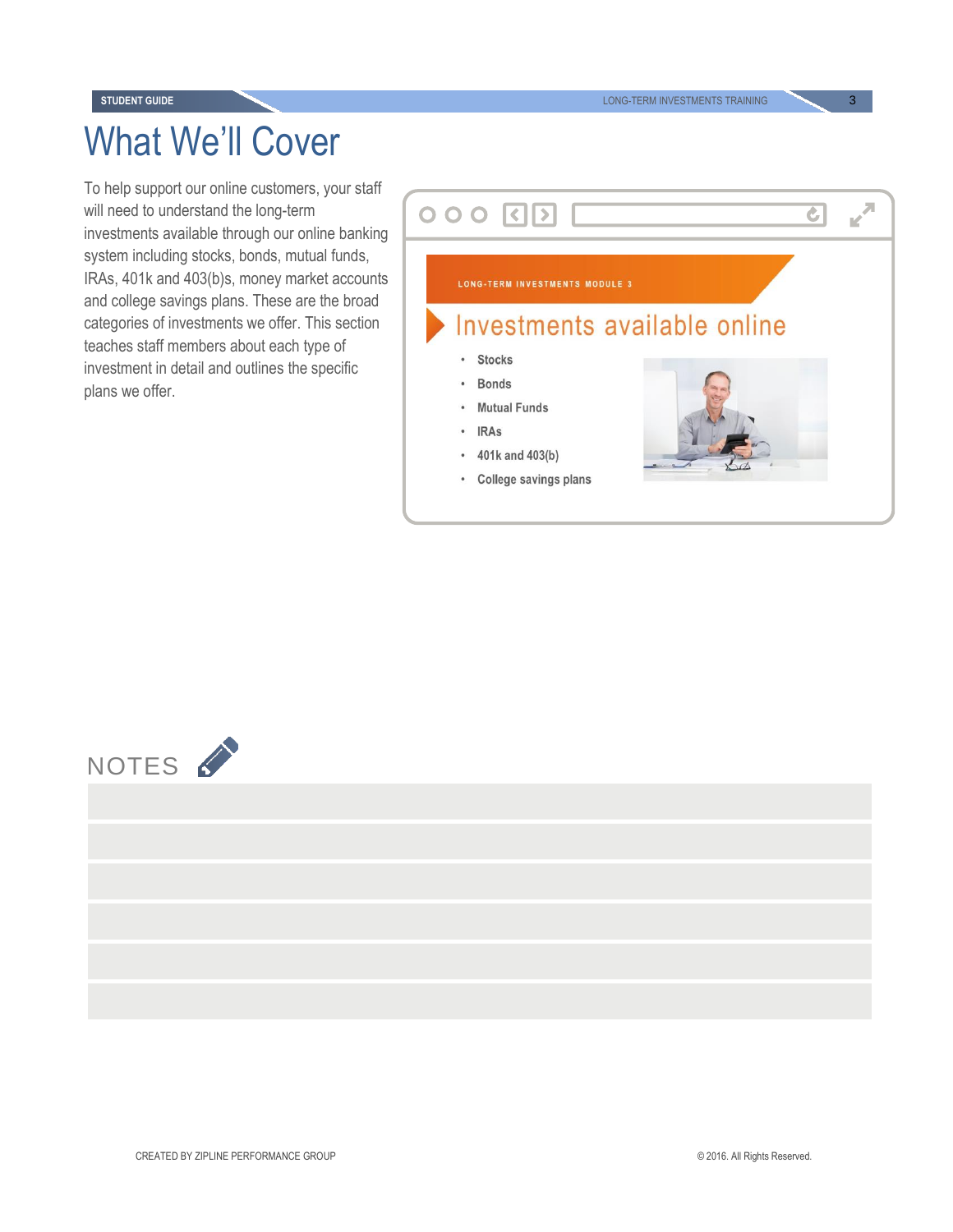# What We'll Cover

To help support our online customers, your staff will need to understand the long-term investments available through our online banking system including stocks, bonds, mutual funds, IRAs, 401k and 403(b)s, money market accounts and college savings plans. These are the broad categories of investments we offer. This section teaches staff members about each type of investment in detail and outlines the specific plans we offer.

LONG-TERM INVESTMENTS MODULE 3

## Investments available online

- Stocks
- Bonds
- Mutual Funds
- IRAs
- 401k and 403(b)
- College savings plans

## NOTES

CREATED BY ZIPLINE PERFORMANCE GROUP

© 2016. All Rights Reserved.